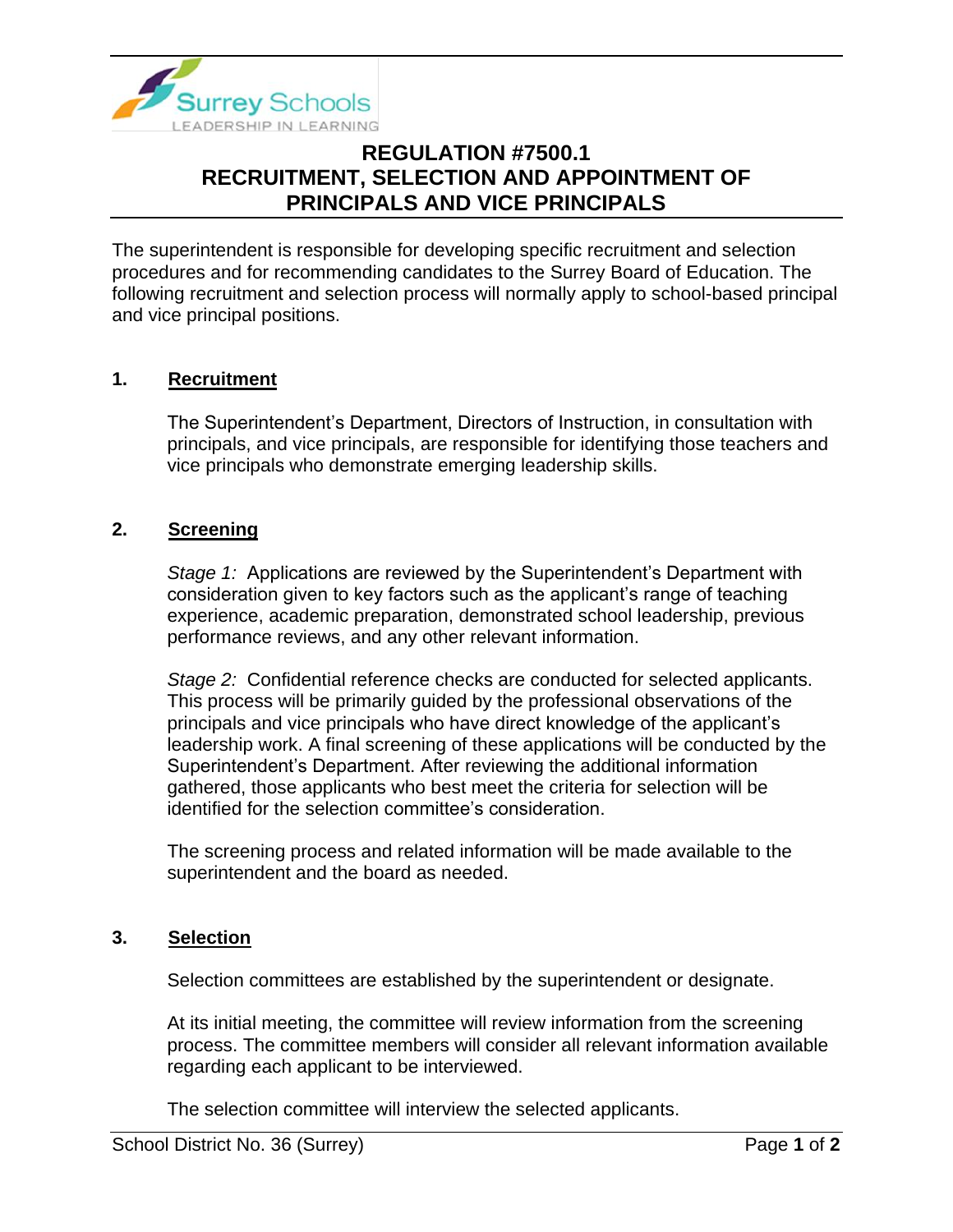# REGULATION #7500.1
# RECRUITMENT, SELECTION AND APPOINTMENT OF PRINCIPALS AND VICE PRINCIPALS

The superintendent is responsible for developing specific recruitment and selection procedures and for recommending candidates to the Surrey Board of Education. The following recruitment and selection process will normally apply to school-based principal and vice principal positions.

## 1. Recruitment

The Superintendent's Department, Directors of Instruction, in consultation with principals, and vice principals, are responsible for identifying those teachers and vice principals who demonstrate emerging leadership skills.

## 2. Screening

*Stage 1:* Applications are reviewed by the Superintendent's Department with consideration given to key factors such as the applicant's range of teaching experience, academic preparation, demonstrated school leadership, previous performance reviews, and any other relevant information.

*Stage 2:* Confidential reference checks are conducted for selected applicants. This process will be primarily guided by the professional observations of the principals and vice principals who have direct knowledge of the applicant's leadership work. A final screening of these applications will be conducted by the Superintendent's Department. After reviewing the additional information gathered, those applicants who best meet the criteria for selection will be identified for the selection committee's consideration.

The screening process and related information will be made available to the superintendent and the board as needed.

## 3. Selection

Selection committees are established by the superintendent or designate.

At its initial meeting, the committee will review information from the screening process. The committee members will consider all relevant information available regarding each applicant to be interviewed.

The selection committee will interview the selected applicants.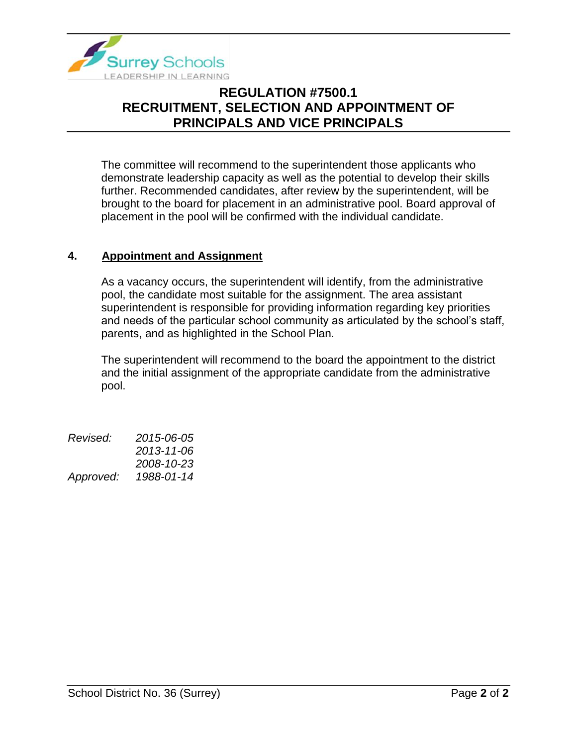The committee will recommend to the superintendent those applicants who demonstrate leadership capacity as well as the potential to develop their skills further. Recommended candidates, after review by the superintendent, will be brought to the board for placement in an administrative pool. Board approval of placement in the pool will be confirmed with the individual candidate.

## 4. Appointment and Assignment

As a vacancy occurs, the superintendent will identify, from the administrative pool, the candidate most suitable for the assignment. The area assistant superintendent is responsible for providing information regarding key priorities and needs of the particular school community as articulated by the school's staff, parents, and as highlighted in the School Plan.

The superintendent will recommend to the board the appointment to the district and the initial assignment of the appropriate candidate from the administrative pool.

*Revised:* *2015-06-05*
*2013-11-06*
*2008-10-23*
*Approved:* *1988-01-14*